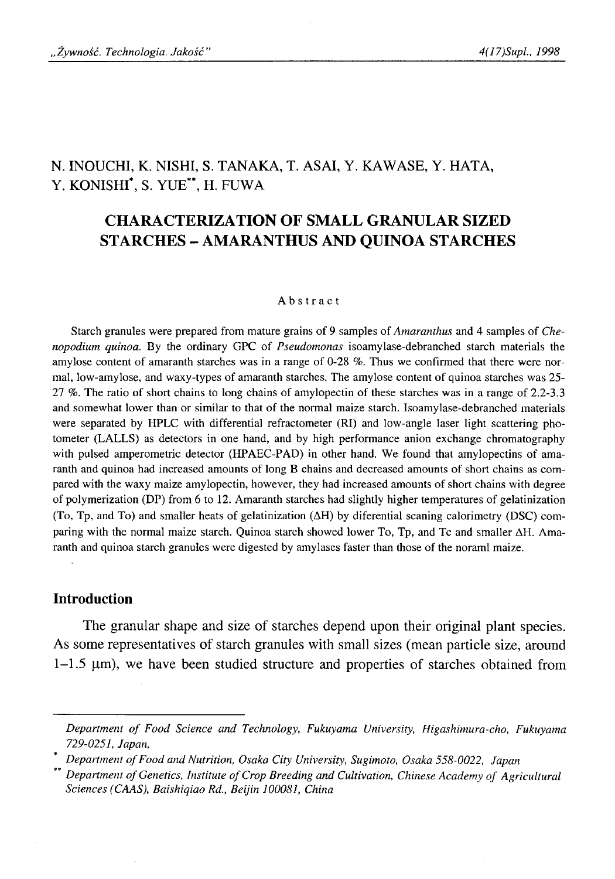N. INOUCHI, K. NISHI, S. TANAKA, T. ASAI, Y. KAWASE, Y. HATA, Y. KONISHI[*], S. YUE[**], H. FUWA

# CHARACTERIZATION OF SMALL GRANULAR SIZED STARCHES – AMARANTHUS AND QUINOA STARCHES

### Abstract

Starch granules were prepared from mature grains of 9 samples of *Amaranthus* and 4 samples of *Chenopodium quinoa*. By the ordinary GPC of *Pseudomonas* isoamylase-debranched starch materials the amylose content of amaranth starches was in a range of 0-28 %. Thus we confirmed that there were normal, low-amylose, and waxy-types of amaranth starches. The amylose content of quinoa starches was 25-27 %. The ratio of short chains to long chains of amylopectin of these starches was in a range of 2.2-3.3 and somewhat lower than or similar to that of the normal maize starch. Isoamylase-debranched materials were separated by HPLC with differential refractometer (RI) and low-angle laser light scattering photometer (LALLS) as detectors in one hand, and by high performance anion exchange chromatography with pulsed amperometric detector (HPAEC-PAD) in other hand. We found that amylopectins of amaranth and quinoa had increased amounts of long B chains and decreased amounts of short chains as compared with the waxy maize amylopectin, however, they had increased amounts of short chains with degree of polymerization (DP) from 6 to 12. Amaranth starches had slightly higher temperatures of gelatinization (To, Tp, and To) and smaller heats of gelatinization ($\Delta$H) by diferential scaning calorimetry (DSC) comparing with the normal maize starch. Quinoa starch showed lower To, Tp, and Tc and smaller $\Delta$H. Amaranth and quinoa starch granules were digested by amylases faster than those of the noraml maize.

## Introduction

The granular shape and size of starches depend upon their original plant species. As some representatives of starch granules with small sizes (mean particle size, around 1–1.5 μm), we have been studied structure and properties of starches obtained from

---

Department of Food Science and Technology, Fukuyama University, Higashimura-cho, Fukuyama 729-0251, Japan,

[*] Department of Food and Nutrition, Osaka City University, Sugimoto, Osaka 558-0022, Japan

[**] Department of Genetics, Institute of Crop Breeding and Cultivation, Chinese Academy of Agricultural Sciences (CAAS), Baishiqiao Rd., Beijin 100081, China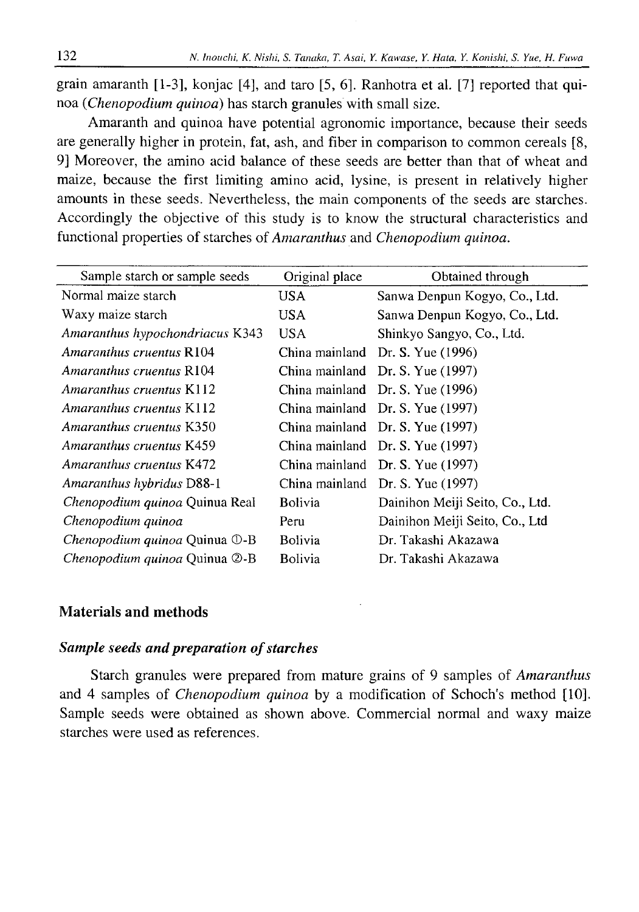grain amaranth [1-3], konjac [4], and taro [5, 6]. Ranhotra et al. [7] reported that quinoa (*Chenopodium quinoa*) has starch granules with small size.

Amaranth and quinoa have potential agronomic importance, because their seeds are generally higher in protein, fat, ash, and fiber in comparison to common cereals [8, 9] Moreover, the amino acid balance of these seeds are better than that of wheat and maize, because the first limiting amino acid, lysine, is present in relatively higher amounts in these seeds. Nevertheless, the main components of the seeds are starches. Accordingly the objective of this study is to know the structural characteristics and functional properties of starches of *Amaranthus* and *Chenopodium quinoa*.

| Sample starch or sample seeds | Original place | Obtained through |
|---|---|---|
| Normal maize starch | USA | Sanwa Denpun Kogyo, Co., Ltd. |
| Waxy maize starch | USA | Sanwa Denpun Kogyo, Co., Ltd. |
| *Amaranthus hypochondriacus* K343 | USA | Shinkyo Sangyo, Co., Ltd. |
| *Amaranthus cruentus* R104 | China mainland | Dr. S. Yue (1996) |
| *Amaranthus cruentus* R104 | China mainland | Dr. S. Yue (1997) |
| *Amaranthus cruentus* K112 | China mainland | Dr. S. Yue (1996) |
| *Amaranthus cruentus* K112 | China mainland | Dr. S. Yue (1997) |
| *Amaranthus cruentus* K350 | China mainland | Dr. S. Yue (1997) |
| *Amaranthus cruentus* K459 | China mainland | Dr. S. Yue (1997) |
| *Amaranthus cruentus* K472 | China mainland | Dr. S. Yue (1997) |
| *Amaranthus hybridus* D88-1 | China mainland | Dr. S. Yue (1997) |
| *Chenopodium quinoa* Quinua Real | Bolivia | Dainihon Meiji Seito, Co., Ltd. |
| *Chenopodium quinoa* | Peru | Dainihon Meiji Seito, Co., Ltd |
| *Chenopodium quinoa* Quinua ①-B | Bolivia | Dr. Takashi Akazawa |
| *Chenopodium quinoa* Quinua ②-B | Bolivia | Dr. Takashi Akazawa |

## Materials and methods

### *Sample seeds and preparation of starches*

Starch granules were prepared from mature grains of 9 samples of *Amaranthus* and 4 samples of *Chenopodium quinoa* by a modification of Schoch's method [10]. Sample seeds were obtained as shown above. Commercial normal and waxy maize starches were used as references.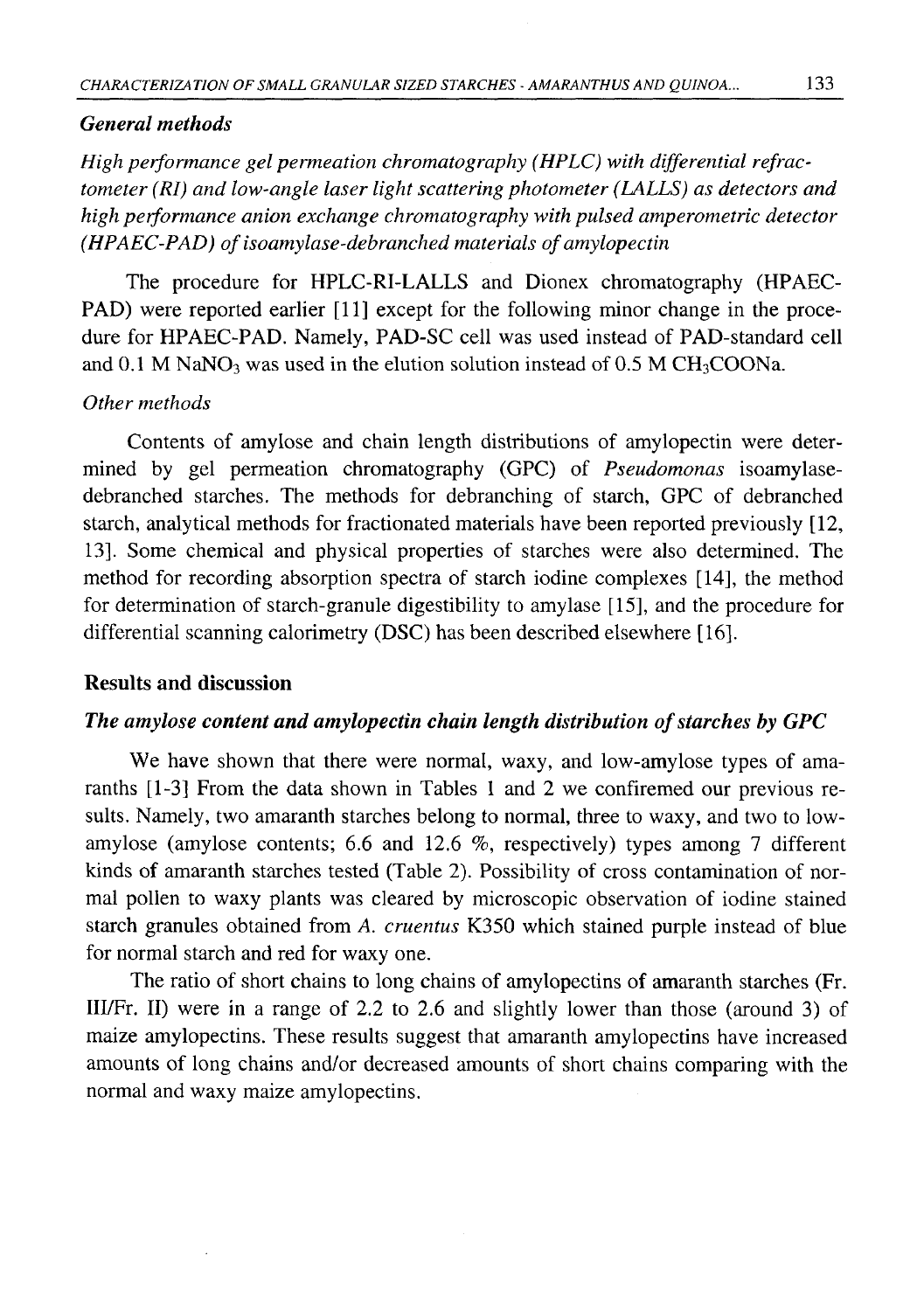### *General methods*

*High performance gel permeation chromatography (HPLC) with differential refractometer (RI) and low-angle laser light scattering photometer (LALLS) as detectors and high performance anion exchange chromatography with pulsed amperometric detector (HPAEC-PAD) of isoamylase-debranched materials of amylopectin*

The procedure for HPLC-RI-LALLS and Dionex chromatography (HPAEC-PAD) were reported earlier [11] except for the following minor change in the procedure for HPAEC-PAD. Namely, PAD-SC cell was used instead of PAD-standard cell and 0.1 M $NaNO_3$ was used in the elution solution instead of 0.5 M $CH_3COONa$.

*Other methods*

Contents of amylose and chain length distributions of amylopectin were determined by gel permeation chromatography (GPC) of *Pseudomonas* isoamylase-debranched starches. The methods for debranching of starch, GPC of debranched starch, analytical methods for fractionated materials have been reported previously [12, 13]. Some chemical and physical properties of starches were also determined. The method for recording absorption spectra of starch iodine complexes [14], the method for determination of starch-granule digestibility to amylase [15], and the procedure for differential scanning calorimetry (DSC) has been described elsewhere [16].

## Results and discussion

### *The amylose content and amylopectin chain length distribution of starches by GPC*

We have shown that there were normal, waxy, and low-amylose types of amaranths [1-3] From the data shown in Tables 1 and 2 we confiremed our previous results. Namely, two amaranth starches belong to normal, three to waxy, and two to low-amylose (amylose contents; 6.6 and 12.6 %, respectively) types among 7 different kinds of amaranth starches tested (Table 2). Possibility of cross contamination of normal pollen to waxy plants was cleared by microscopic observation of iodine stained starch granules obtained from *A. cruentus* K350 which stained purple instead of blue for normal starch and red for waxy one.

The ratio of short chains to long chains of amylopectins of amaranth starches (Fr. III/Fr. II) were in a range of 2.2 to 2.6 and slightly lower than those (around 3) of maize amylopectins. These results suggest that amaranth amylopectins have increased amounts of long chains and/or decreased amounts of short chains comparing with the normal and waxy maize amylopectins.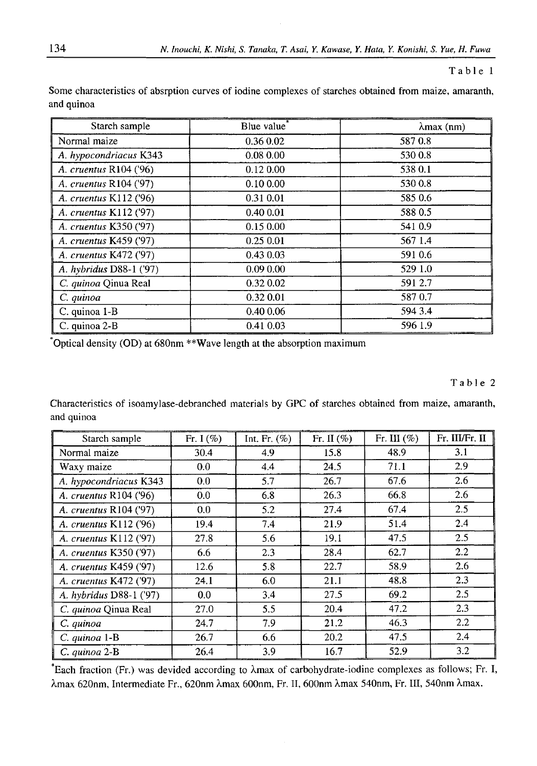Table 1

Some characteristics of absrption curves of iodine complexes of starches obtained from maize, amaranth, and quinoa

| Starch sample | Blue value* | λmax (nm) |
|---|---|---|
| Normal maize | 0.36 0.02 | 587 0.8 |
| *A. hypocondriacus* K343 | 0.08 0.00 | 530 0.8 |
| *A. cruentus* R104 ('96) | 0.12 0.00 | 538 0.1 |
| *A. cruentus* R104 ('97) | 0.10 0.00 | 530 0.8 |
| *A. cruentus* K112 ('96) | 0.31 0.01 | 585 0.6 |
| *A. cruentus* K112 ('97) | 0.40 0.01 | 588 0.5 |
| *A. cruentus* K350 ('97) | 0.15 0.00 | 541 0.9 |
| *A. cruentus* K459 ('97) | 0.25 0.01 | 567 1.4 |
| *A. cruentus* K472 ('97) | 0.43 0.03 | 591 0.6 |
| *A. hybridus* D88-1 ('97) | 0.09 0.00 | 529 1.0 |
| *C. quinoa* Qinua Real | 0.32 0.02 | 591 2.7 |
| *C. quinoa* | 0.32 0.01 | 587 0.7 |
| C. quinoa 1-B | 0.40 0.06 | 594 3.4 |
| C. quinoa 2-B | 0.41 0.03 | 596 1.9 |

*Optical density (OD) at 680nm **Wave length at the absorption maximum

Table 2

Characteristics of isoamylase-debranched materials by GPC of starches obtained from maize, amaranth, and quinoa

| Starch sample | Fr. I (%) | Int. Fr. (%) | Fr. II (%) | Fr. III (%) | Fr. III/Fr. II |
|---|---|---|---|---|---|
| Normal maize | 30.4 | 4.9 | 15.8 | 48.9 | 3.1 |
| Waxy maize | 0.0 | 4.4 | 24.5 | 71.1 | 2.9 |
| *A. hypocondriacus* K343 | 0.0 | 5.7 | 26.7 | 67.6 | 2.6 |
| *A. cruentus* R104 ('96) | 0.0 | 6.8 | 26.3 | 66.8 | 2.6 |
| *A. cruentus* R104 ('97) | 0.0 | 5.2 | 27.4 | 67.4 | 2.5 |
| *A. cruentus* K112 ('96) | 19.4 | 7.4 | 21.9 | 51.4 | 2.4 |
| *A. cruentus* K112 ('97) | 27.8 | 5.6 | 19.1 | 47.5 | 2.5 |
| *A. cruentus* K350 ('97) | 6.6 | 2.3 | 28.4 | 62.7 | 2.2 |
| *A. cruentus* K459 ('97) | 12.6 | 5.8 | 22.7 | 58.9 | 2.6 |
| *A. cruentus* K472 ('97) | 24.1 | 6.0 | 21.1 | 48.8 | 2.3 |
| *A. hybridus* D88-1 ('97) | 0.0 | 3.4 | 27.5 | 69.2 | 2.5 |
| *C. quinoa* Qinua Real | 27.0 | 5.5 | 20.4 | 47.2 | 2.3 |
| *C. quinoa* | 24.7 | 7.9 | 21.2 | 46.3 | 2.2 |
| *C. quinoa* 1-B | 26.7 | 6.6 | 20.2 | 47.5 | 2.4 |
| *C. quinoa* 2-B | 26.4 | 3.9 | 16.7 | 52.9 | 3.2 |

*Each fraction (Fr.) was devided according to λmax of carbohydrate-iodine complexes as follows; Fr. I, λmax 620nm, Intermediate Fr., 620nm λmax 600nm, Fr. II, 600nm λmax 540nm, Fr. III, 540nm λmax.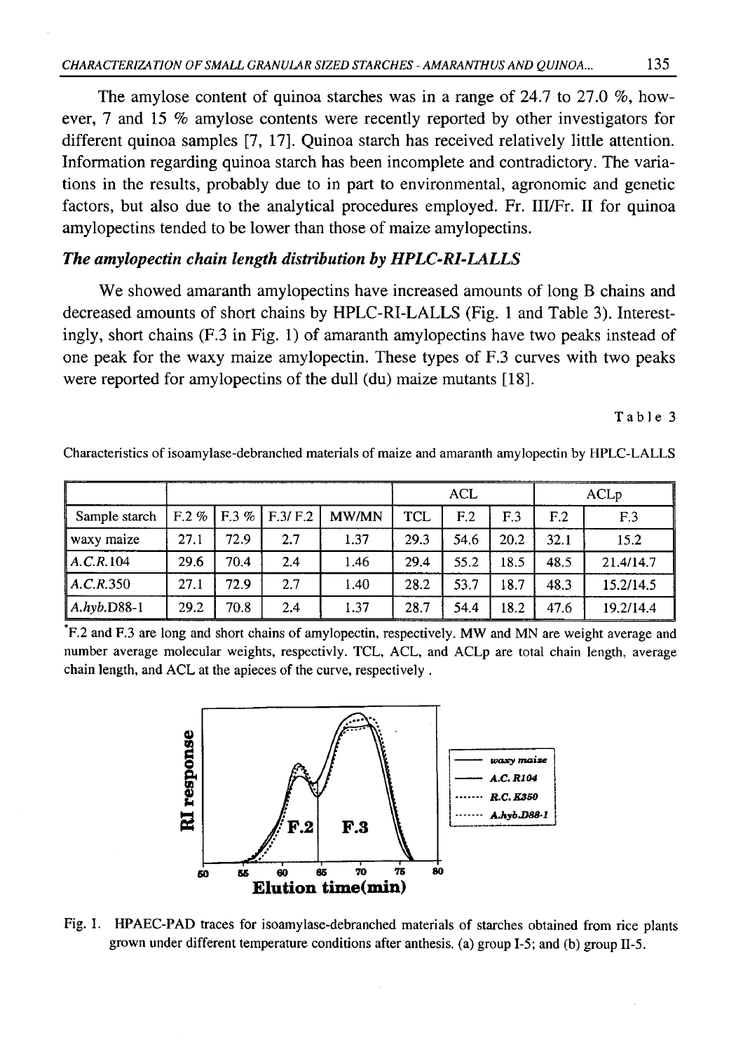The amylose content of quinoa starches was in a range of 24.7 to 27.0 %, however, 7 and 15 % amylose contents were recently reported by other investigators for different quinoa samples [7, 17]. Quinoa starch has received relatively little attention. Information regarding quinoa starch has been incomplete and contradictory. The variations in the results, probably due to in part to environmental, agronomic and genetic factors, but also due to the analytical procedures employed. Fr. III/Fr. II for quinoa amylopectins tended to be lower than those of maize amylopectins.

### *The amylopectin chain length distribution by HPLC-RI-LALLS*

We showed amaranth amylopectins have increased amounts of long B chains and decreased amounts of short chains by HPLC-RI-LALLS (Fig. 1 and Table 3). Interestingly, short chains (F.3 in Fig. 1) of amaranth amylopectins have two peaks instead of one peak for the waxy maize amylopectin. These types of F.3 curves with two peaks were reported for amylopectins of the dull (du) maize mutants [18].

Table 3

Characteristics of isoamylase-debranched materials of maize and amaranth amylopectin by HPLC-LALLS

| | | | | | ACL | | | ACLp | |
|---|---|---|---|---|---|---|---|---|---|
| Sample starch | F.2 % | F.3 % | F.3/ F.2 | MW/MN | TCL | F.2 | F.3 | F.2 | F.3 |
| waxy maize | 27.1 | 72.9 | 2.7 | 1.37 | 29.3 | 54.6 | 20.2 | 32.1 | 15.2 |
| *A.C.R.*104 | 29.6 | 70.4 | 2.4 | 1.46 | 29.4 | 55.2 | 18.5 | 48.5 | 21.4/14.7 |
| *A.C.R.*350 | 27.1 | 72.9 | 2.7 | 1.40 | 28.2 | 53.7 | 18.7 | 48.3 | 15.2/14.5 |
| *A.hyb.*D88-1 | 29.2 | 70.8 | 2.4 | 1.37 | 28.7 | 54.4 | 18.2 | 47.6 | 19.2/14.4 |

*F.2 and F.3 are long and short chains of amylopectin, respectively. MW and MN are weight average and number average molecular weights, respectivly. TCL, ACL, and ACLp are total chain length, average chain length, and ACL at the apieces of the curve, respectively .

Fig. I. HPAEC-PAD traces for isoamylase-debranched materials of starches obtained from rice plants grown under different temperature conditions after anthesis. (a) group I-5; and (b) group II-5.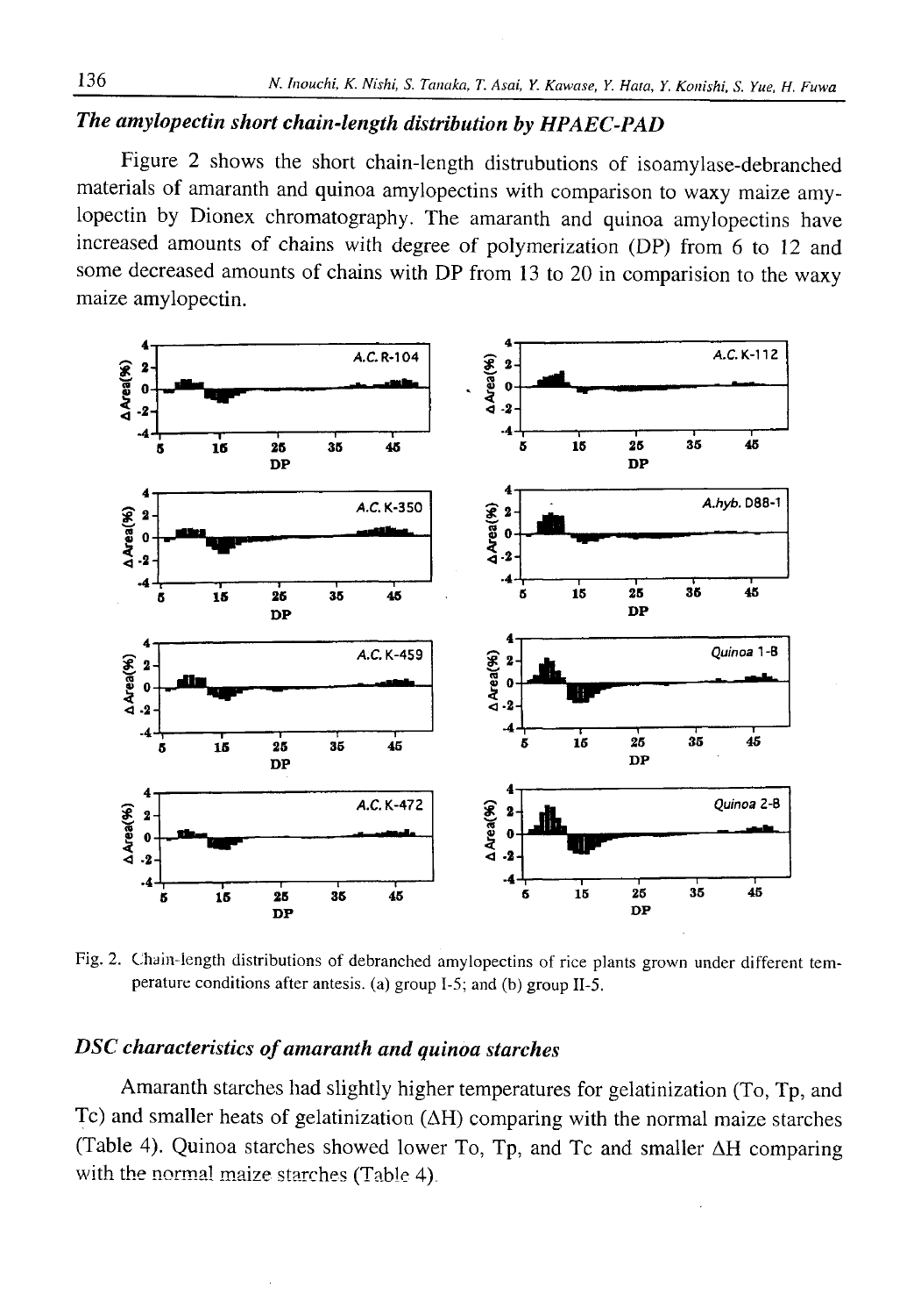### *The amylopectin short chain-length distribution by HPAEC-PAD*

Figure 2 shows the short chain-length distrubutions of isoamylase-debranched materials of amaranth and quinoa amylopectins with comparison to waxy maize amylopectin by Dionex chromatography. The amaranth and quinoa amylopectins have increased amounts of chains with degree of polymerization (DP) from 6 to 12 and some decreased amounts of chains with DP from 13 to 20 in comparision to the waxy maize amylopectin.

Fig. 2. Chain-length distributions of debranched amylopectins of rice plants grown under different temperature conditions after antesis. (a) group I-5; and (b) group II-5.

### *DSC characteristics of amaranth and quinoa starches*

Amaranth starches had slightly higher temperatures for gelatinization (To, Tp, and Tc) and smaller heats of gelatinization ($\Delta H$) comparing with the normal maize starches (Table 4). Quinoa starches showed lower To, Tp, and Tc and smaller $\Delta H$ comparing with the normal maize starches (Table 4).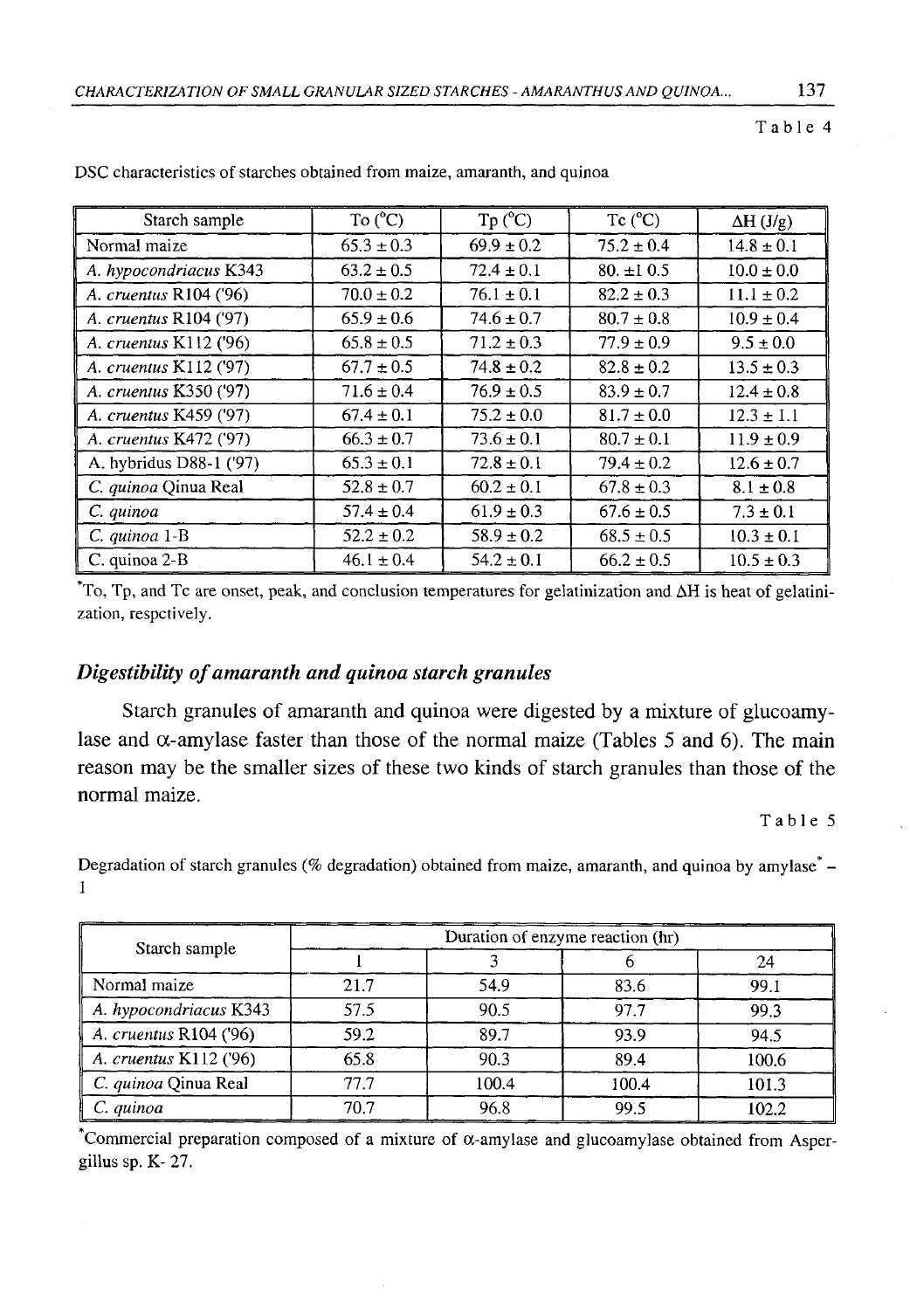Table 4

DSC characteristics of starches obtained from maize, amaranth, and quinoa

| Starch sample | To (°C) | Tp (°C) | Tc (°C) | ΔH (J/g) |
|---|---|---|---|---|
| Normal maize | 65.3 ± 0.3 | 69.9 ± 0.2 | 75.2 ± 0.4 | 14.8 ± 0.1 |
| *A. hypocondriacus* K343 | 63.2 ± 0.5 | 72.4 ± 0.1 | 80. ±1 0.5 | 10.0 ± 0.0 |
| *A. cruentus* R104 ('96) | 70.0 ± 0.2 | 76.1 ± 0.1 | 82.2 ± 0.3 | 11.1 ± 0.2 |
| *A. cruentus* R104 ('97) | 65.9 ± 0.6 | 74.6 ± 0.7 | 80.7 ± 0.8 | 10.9 ± 0.4 |
| *A. cruentus* K112 ('96) | 65.8 ± 0.5 | 71.2 ± 0.3 | 77.9 ± 0.9 | 9.5 ± 0.0 |
| *A. cruentus* K112 ('97) | 67.7 ± 0.5 | 74.8 ± 0.2 | 82.8 ± 0.2 | 13.5 ± 0.3 |
| *A. cruentus* K350 ('97) | 71.6 ± 0.4 | 76.9 ± 0.5 | 83.9 ± 0.7 | 12.4 ± 0.8 |
| *A. cruentus* K459 ('97) | 67.4 ± 0.1 | 75.2 ± 0.0 | 81.7 ± 0.0 | 12.3 ± 1.1 |
| *A. cruentus* K472 ('97) | 66.3 ± 0.7 | 73.6 ± 0.1 | 80.7 ± 0.1 | 11.9 ± 0.9 |
| A. hybridus D88-1 ('97) | 65.3 ± 0.1 | 72.8 ± 0.1 | 79.4 ± 0.2 | 12.6 ± 0.7 |
| *C. quinoa* Qinua Real | 52.8 ± 0.7 | 60.2 ± 0.1 | 67.8 ± 0.3 | 8.1 ± 0.8 |
| *C. quinoa* | 57.4 ± 0.4 | 61.9 ± 0.3 | 67.6 ± 0.5 | 7.3 ± 0.1 |
| *C. quinoa* 1-B | 52.2 ± 0.2 | 58.9 ± 0.2 | 68.5 ± 0.5 | 10.3 ± 0.1 |
| C. quinoa 2-B | 46.1 ± 0.4 | 54.2 ± 0.1 | 66.2 ± 0.5 | 10.5 ± 0.3 |

*To, Tp, and Tc are onset, peak, and conclusion temperatures for gelatinization and ΔH is heat of gelatinization, respctively.

### *Digestibility of amaranth and quinoa starch granules*

Starch granules of amaranth and quinoa were digested by a mixture of glucoamylase and α-amylase faster than those of the normal maize (Tables 5 and 6). The main reason may be the smaller sizes of these two kinds of starch granules than those of the normal maize.

Table 5

Degradation of starch granules (% degradation) obtained from maize, amaranth, and quinoa by amylase* – 1

| Starch sample | Duration of enzyme reaction (hr) | | | |
|---|---|---|---|---|
| | 1 | 3 | 6 | 24 |
| Normal maize | 21.7 | 54.9 | 83.6 | 99.1 |
| *A. hypocondriacus* K343 | 57.5 | 90.5 | 97.7 | 99.3 |
| *A. cruentus* R104 ('96) | 59.2 | 89.7 | 93.9 | 94.5 |
| *A. cruentus* K112 ('96) | 65.8 | 90.3 | 89.4 | 100.6 |
| *C. quinoa* Qinua Real | 77.7 | 100.4 | 100.4 | 101.3 |
| *C. quinoa* | 70.7 | 96.8 | 99.5 | 102.2 |

*Commercial preparation composed of a mixture of α-amylase and glucoamylase obtained from Aspergillus sp. K- 27.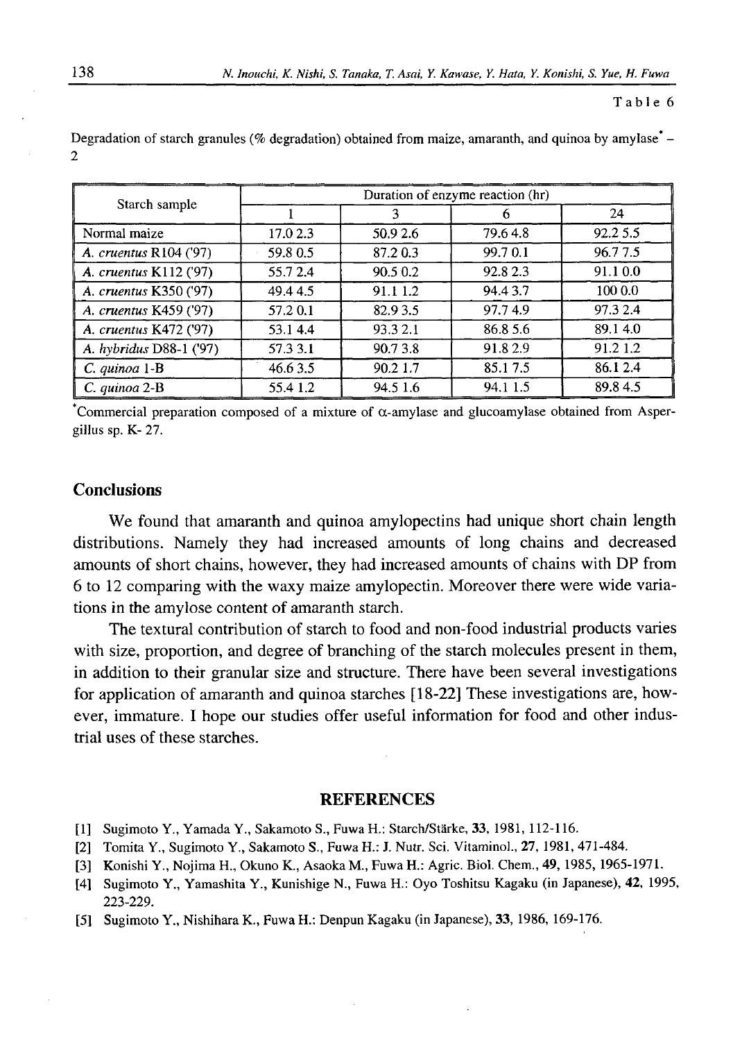Table 6

Degradation of starch granules (% degradation) obtained from maize, amaranth, and quinoa by amylase* – 2

| Starch sample | Duration of enzyme reaction (hr) | | | |
|---|---|---|---|---|
| | 1 | 3 | 6 | 24 |
| Normal maize | 17.0 2.3 | 50.9 2.6 | 79.6 4.8 | 92.2 5.5 |
| *A. cruentus* R104 ('97) | 59.8 0.5 | 87.2 0.3 | 99.7 0.1 | 96.7 7.5 |
| *A. cruentus* K112 ('97) | 55.7 2.4 | 90.5 0.2 | 92.8 2.3 | 91.1 0.0 |
| *A. cruentus* K350 ('97) | 49.4 4.5 | 91.1 1.2 | 94.4 3.7 | 100 0.0 |
| *A. cruentus* K459 ('97) | 57.2 0.1 | 82.9 3.5 | 97.7 4.9 | 97.3 2.4 |
| *A. cruentus* K472 ('97) | 53.1 4.4 | 93.3 2.1 | 86.8 5.6 | 89.1 4.0 |
| *A. hybridus* D88-1 ('97) | 57.3 3.1 | 90.7 3.8 | 91.8 2.9 | 91.2 1.2 |
| *C. quinoa* 1-B | 46.6 3.5 | 90.2 1.7 | 85.1 7.5 | 86.1 2.4 |
| *C. quinoa* 2-B | 55.4 1.2 | 94.5 1.6 | 94.1 1.5 | 89.8 4.5 |

*Commercial preparation composed of a mixture of α-amylase and glucoamylase obtained from Aspergillus sp. K- 27.

## Conclusions

We found that amaranth and quinoa amylopectins had unique short chain length distributions. Namely they had increased amounts of long chains and decreased amounts of short chains, however, they had increased amounts of chains with DP from 6 to 12 comparing with the waxy maize amylopectin. Moreover there were wide variations in the amylose content of amaranth starch.

The textural contribution of starch to food and non-food industrial products varies with size, proportion, and degree of branching of the starch molecules present in them, in addition to their granular size and structure. There have been several investigations for application of amaranth and quinoa starches [18-22] These investigations are, however, immature. I hope our studies offer useful information for food and other industrial uses of these starches.

## REFERENCES

[1] Sugimoto Y., Yamada Y., Sakamoto S., Fuwa H.: Starch/Stärke, **33**, 1981, 112-116.

[2] Tomita Y., Sugimoto Y., Sakamoto S., Fuwa H.: J. Nutr. Sci. Vitaminol., **27**, 1981, 471-484.

[3] Konishi Y., Nojima H., Okuno K., Asaoka M., Fuwa H.: Agric. Biol. Chem., **49**, 1985, 1965-1971.

[4] Sugimoto Y., Yamashita Y., Kunishige N., Fuwa H.: Oyo Toshitsu Kagaku (in Japanese), **42**, 1995, 223-229.

[5] Sugimoto Y., Nishihara K., Fuwa H.: Denpun Kagaku (in Japanese), **33**, 1986, 169-176.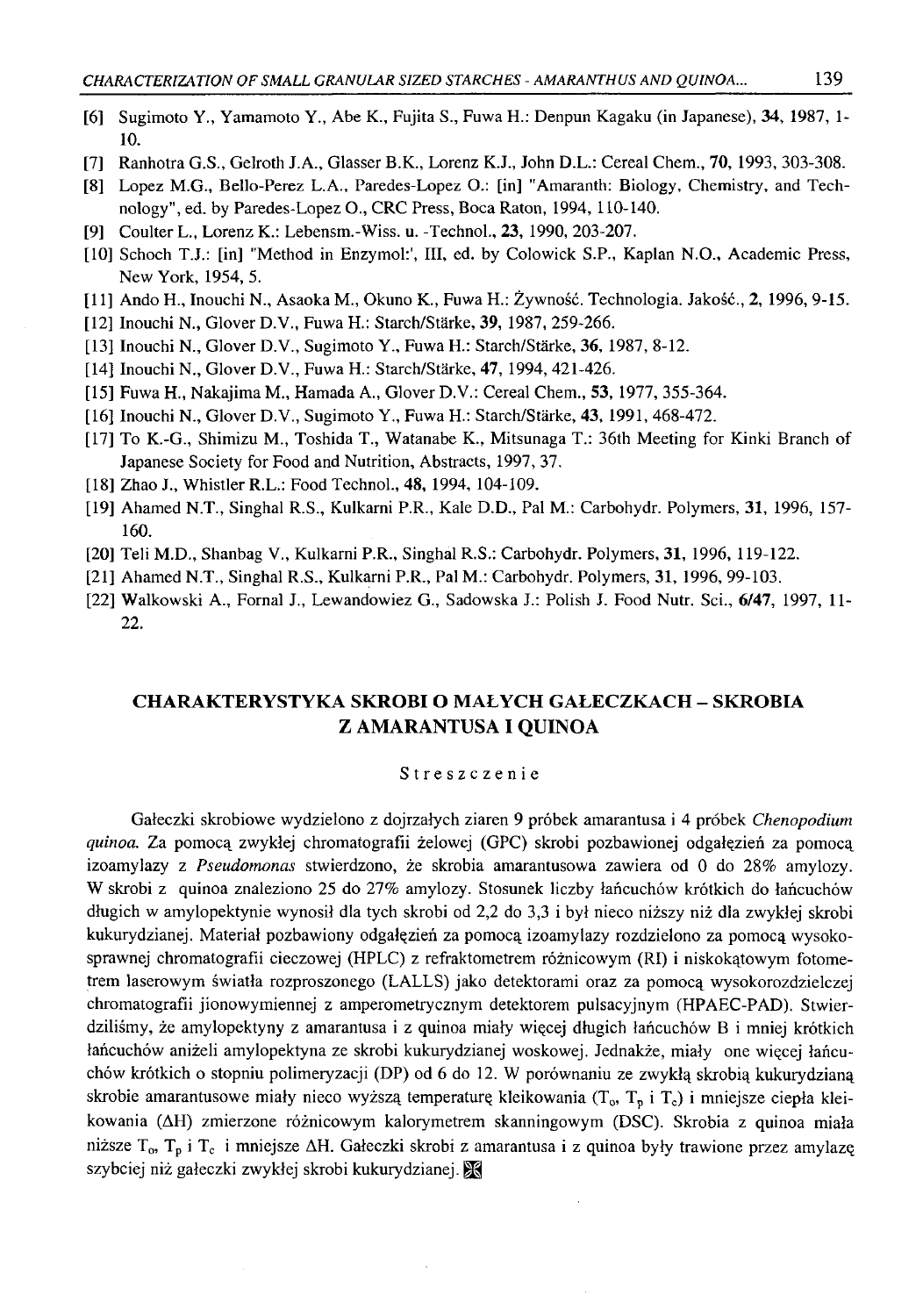[6] Sugimoto Y., Yamamoto Y., Abe K., Fujita S., Fuwa H.: Denpun Kagaku (in Japanese), **34**, 1987, 1-10.

[7] Ranhotra G.S., Gelroth J.A., Glasser B.K., Lorenz K.J., John D.L.: Cereal Chem., **70**, 1993, 303-308.

[8] Lopez M.G., Bello-Perez L.A., Paredes-Lopez O.: [in] "Amaranth: Biology, Chemistry, and Technology", ed. by Paredes-Lopez O., CRC Press, Boca Raton, 1994, 110-140.

[9] Coulter L., Lorenz K.: Lebensm.-Wiss. u. -Technol., **23**, 1990, 203-207.

[10] Schoch T.J.: [in] "Method in Enzymol:', III, ed. by Colowick S.P., Kaplan N.O., Academic Press, New York, 1954, 5.

[11] Ando H., Inouchi N., Asaoka M., Okuno K., Fuwa H.: Żywność. Technologia. Jakość., **2**, 1996, 9-15.

[12] Inouchi N., Glover D.V., Fuwa H.: Starch/Stärke, **39**, 1987, 259-266.

[13] Inouchi N., Glover D.V., Sugimoto Y., Fuwa H.: Starch/Stärke, **36**, 1987, 8-12.

[14] Inouchi N., Glover D.V., Fuwa H.: Starch/Stärke, **47**, 1994, 421-426.

[15] Fuwa H., Nakajima M., Hamada A., Glover D.V.: Cereal Chem., **53**, 1977, 355-364.

[16] Inouchi N., Glover D.V., Sugimoto Y., Fuwa H.: Starch/Stärke, **43**, 1991, 468-472.

[17] To K.-G., Shimizu M., Toshida T., Watanabe K., Mitsunaga T.: 36th Meeting for Kinki Branch of Japanese Society for Food and Nutrition, Abstracts, 1997, 37.

[18] Zhao J., Whistler R.L.: Food Technol., **48**, 1994, 104-109.

[19] Ahamed N.T., Singhal R.S., Kulkarni P.R., Kale D.D., Pal M.: Carbohydr. Polymers, **31**, 1996, 157-160.

[20] Teli M.D., Shanbag V., Kulkarni P.R., Singhal R.S.: Carbohydr. Polymers, **31**, 1996, 119-122.

[21] Ahamed N.T., Singhal R.S., Kulkarni P.R., Pal M.: Carbohydr. Polymers, **31**, 1996, 99-103.

[22] Walkowski A., Fornal J., Lewandowiez G., Sadowska J.: Polish J. Food Nutr. Sci., **6/47**, 1997, 11-22.

## CHARAKTERYSTYKA SKROBI O MAŁYCH GAŁECZKACH – SKROBIA Z AMARANTUSA I QUINOA

### Streszczenie

Gałeczki skrobiowe wydzielono z dojrzałych ziaren 9 próbek amarantusa i 4 próbek *Chenopodium quinoa.* Za pomocą zwykłej chromatografii żelowej (GPC) skrobi pozbawionej odgałęzień za pomocą izoamylazy z *Pseudomonas* stwierdzono, że skrobia amarantusowa zawiera od 0 do 28% amylozy. W skrobi z quinoa znaleziono 25 do 27% amylozy. Stosunek liczby łańcuchów krótkich do łańcuchów długich w amylopektynie wynosił dla tych skrobi od 2,2 do 3,3 i był nieco niższy niż dla zwykłej skrobi kukurydzianej. Materiał pozbawiony odgałęzień za pomocą izoamylazy rozdzielono za pomocą wysokosprawnej chromatografii cieczowej (HPLC) z refraktometrem różnicowym (RI) i niskokątowym fotometrem laserowym światła rozproszonego (LALLS) jako detektorami oraz za pomocą wysokorozdzielczej chromatografii jonowymiennej z amperometrycznym detektorem pulsacyjnym (HPAEC-PAD). Stwierdziliśmy, że amylopektyny z amarantusa i z quinoa miały więcej długich łańcuchów B i mniej krótkich łańcuchów aniżeli amylopektyna ze skrobi kukurydzianej woskowej. Jednakże, miały one więcej łańcuchów krótkich o stopniu polimeryzacji (DP) od 6 do 12. W porównaniu ze zwykłą skrobią kukurydzianą skrobie amarantusowe miały nieco wyższą temperaturę kleikowania ($T_o$, $T_p$ i $T_c$) i mniejsze ciepła kleikowania ($\Delta H$) zmierzone różnicowym kalorymetrem skanningowym (DSC). Skrobia z quinoa miała niższe $T_o$, $T_p$ i $T_c$ i mniejsze $\Delta H$. Gałeczki skrobi z amarantusa i z quinoa były trawione przez amylazę szybciej niż gałeczki zwykłej skrobi kukurydzianej.